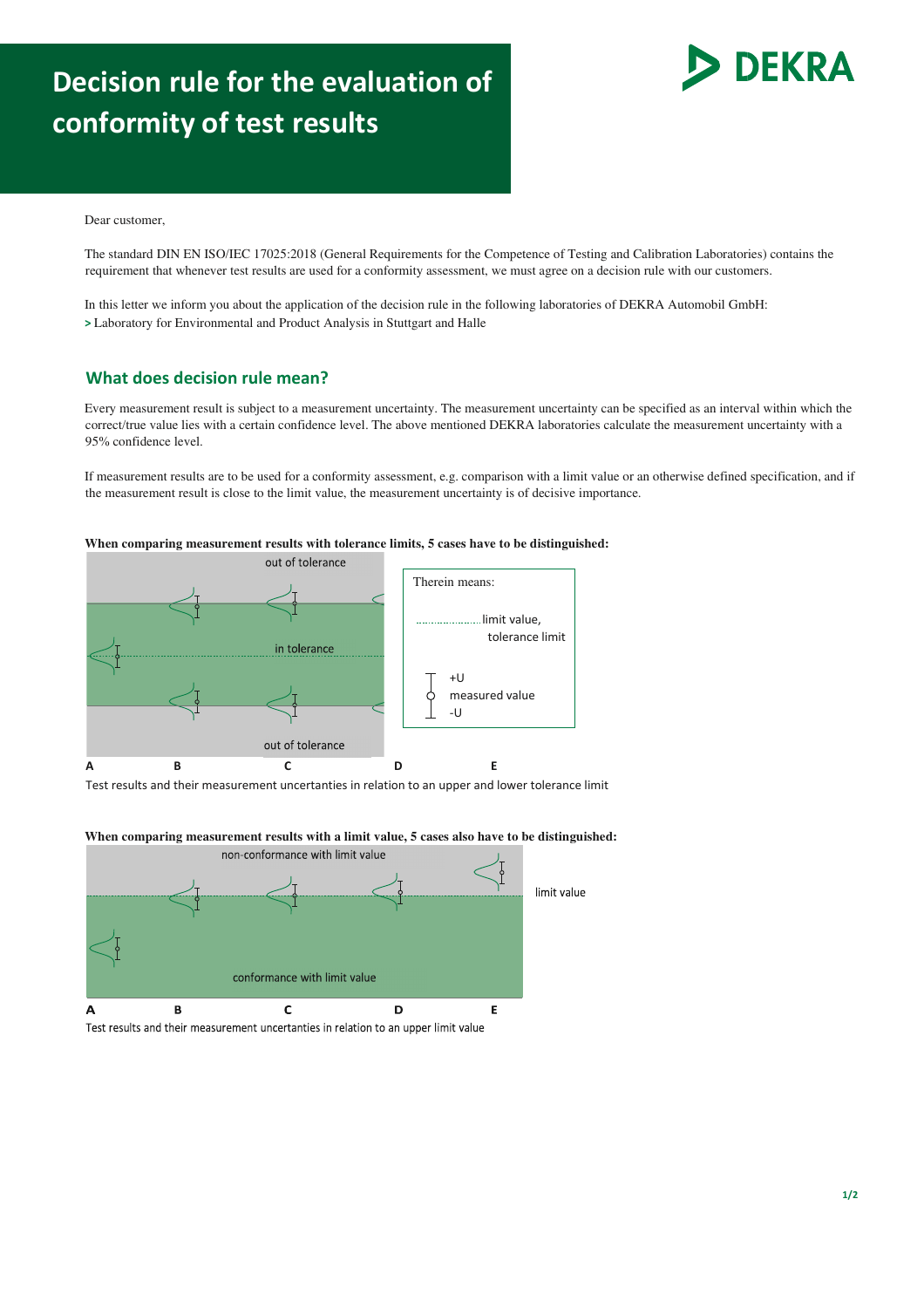# Decision rule for the evaluation of conformity of test results

DEKRA

Dear customer,

The standard DIN EN ISO/IEC 17025:2018 (General Requirements for the Competence of Testing and Calibration Laboratories) contains the requirement that whenever test results are used for a conformity assessment, we must agree on a decision rule with our customers.

In this letter we inform you about the application of the decision rule in the following laboratories of DEKRA Automobil GmbH:

> Laboratory for Environmental and Product Analysis in Stuttgart and Halle

## What does decision rule mean?

Every measurement result is subject to a measurement uncertainty. The measurement uncertainty can be specified as an interval within which the correct/true value lies with a certain confidence level. The above mentioned DEKRA laboratories calculate the measurement uncertainty with a 95% confidence level.

If measurement results are to be used for a conformity assessment, e.g. comparison with a limit value or an otherwise defined specification, and if the measurement result is close to the limit value, the measurement uncertainty is of decisive importance.

**When comparing measurement results with tolerance limits, 5 cases have to be distinguished:**

out of tolerance

in tolerance

out of tolerance

Therein means:

limit value, tolerance limit

+U
measured value
-U

A B C D E

Test results and their measurement uncertainties in relation to an upper and lower tolerance limit

**When comparing measurement results with a limit value, 5 cases also have to be distinguished:**

non-conformance with limit value

limit value

conformance with limit value

A B C D E

Test results and their measurement uncertainties in relation to an upper limit value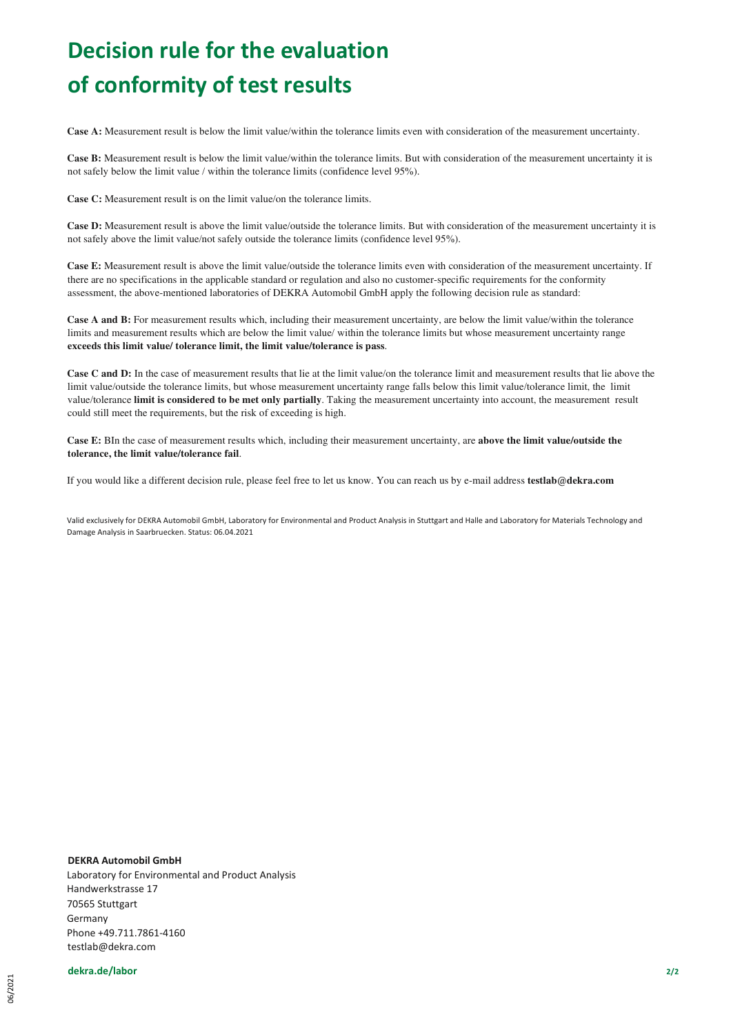# Decision rule for the evaluation of conformity of test results

**Case A:** Measurement result is below the limit value/within the tolerance limits even with consideration of the measurement uncertainty.

**Case B:** Measurement result is below the limit value/within the tolerance limits. But with consideration of the measurement uncertainty it is not safely below the limit value / within the tolerance limits (confidence level 95%).

**Case C:** Measurement result is on the limit value/on the tolerance limits.

**Case D:** Measurement result is above the limit value/outside the tolerance limits. But with consideration of the measurement uncertainty it is not safely above the limit value/not safely outside the tolerance limits (confidence level 95%).

**Case E:** Measurement result is above the limit value/outside the tolerance limits even with consideration of the measurement uncertainty. If there are no specifications in the applicable standard or regulation and also no customer-specific requirements for the conformity assessment, the above-mentioned laboratories of DEKRA Automobil GmbH apply the following decision rule as standard:

**Case A and B:** For measurement results which, including their measurement uncertainty, are below the limit value/within the tolerance limits and measurement results which are below the limit value/ within the tolerance limits but whose measurement uncertainty range **exceeds this limit value/ tolerance limit, the limit value/tolerance is pass**.

**Case C and D:** In the case of measurement results that lie at the limit value/on the tolerance limit and measurement results that lie above the limit value/outside the tolerance limits, but whose measurement uncertainty range falls below this limit value/tolerance limit, the limit value/tolerance **limit is considered to be met only partially**. Taking the measurement uncertainty into account, the measurement result could still meet the requirements, but the risk of exceeding is high.

**Case E:** BIn the case of measurement results which, including their measurement uncertainty, are **above the limit value/outside the tolerance, the limit value/tolerance fail**.

If you would like a different decision rule, please feel free to let us know. You can reach us by e-mail address **testlab@dekra.com**

Valid exclusively for DEKRA Automobil GmbH, Laboratory for Environmental and Product Analysis in Stuttgart and Halle and Laboratory for Materials Technology and Damage Analysis in Saarbruecken. Status: 06.04.2021

**DEKRA Automobil GmbH**
Laboratory for Environmental and Product Analysis
Handwerkstrasse 17
70565 Stuttgart
Germany
Phone +49.711.7861-4160
testlab@dekra.com

**dekra.de/labor**